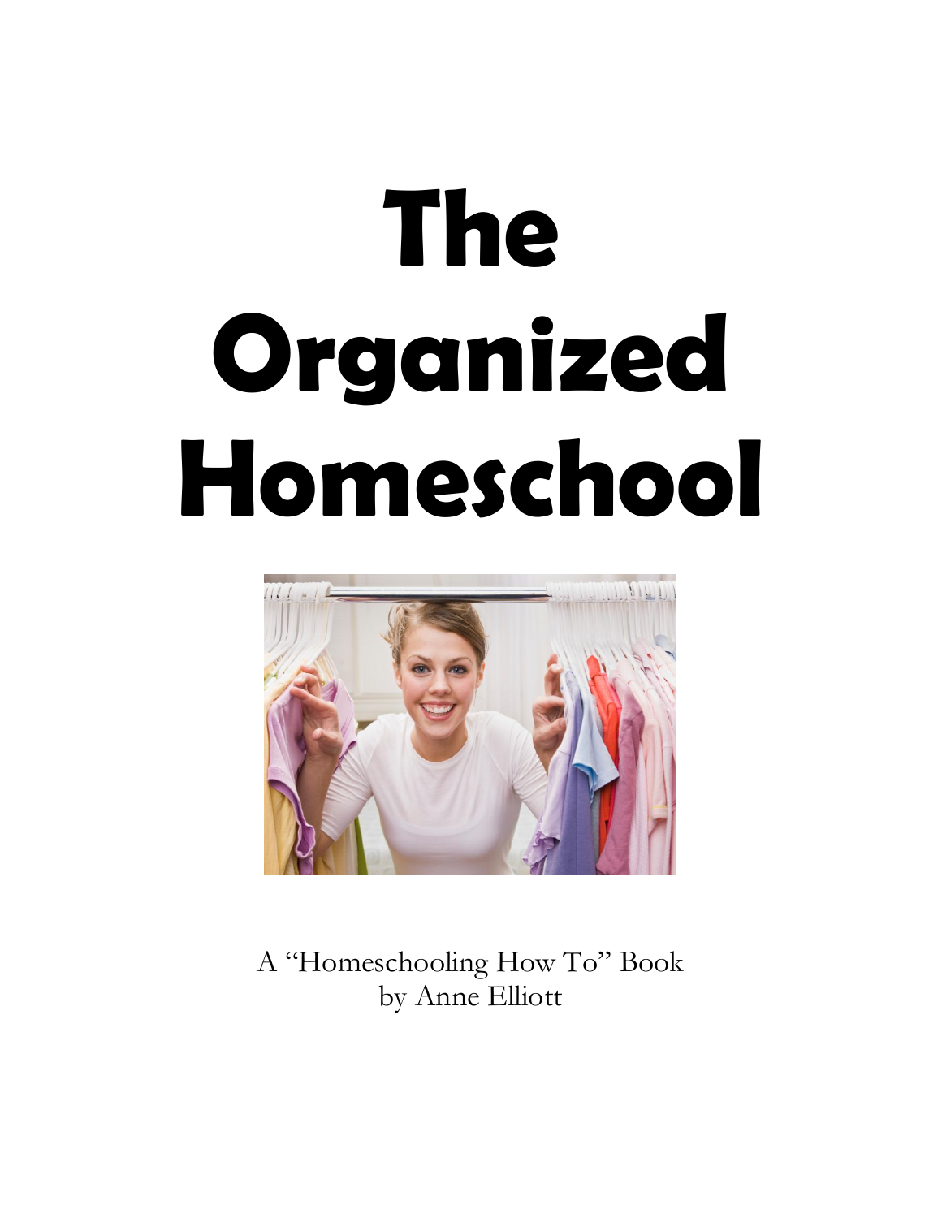# The Organized Homeschool

A "Homeschooling How To" Book
by Anne Elliott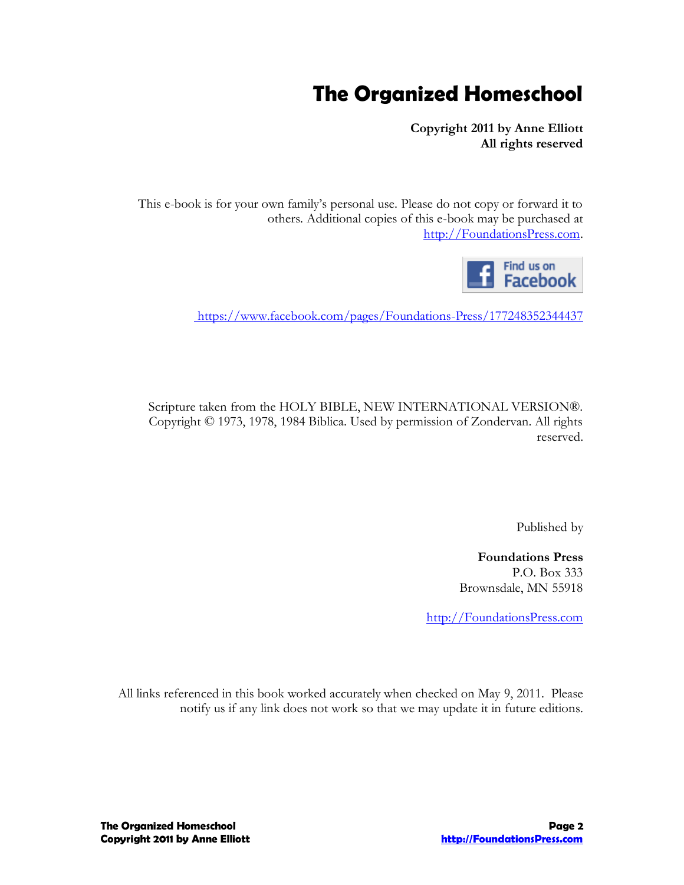# The Organized Homeschool

**Copyright 2011 by Anne Elliott**
**All rights reserved**

This e-book is for your own family's personal use. Please do not copy or forward it to others. Additional copies of this e-book may be purchased at http://FoundationsPress.com.

Find us on Facebook

https://www.facebook.com/pages/Foundations-Press/177248352344437

Scripture taken from the HOLY BIBLE, NEW INTERNATIONAL VERSION®. Copyright © 1973, 1978, 1984 Biblica. Used by permission of Zondervan. All rights reserved.

Published by

**Foundations Press**
P.O. Box 333
Brownsdale, MN 55918

http://FoundationsPress.com

All links referenced in this book worked accurately when checked on May 9, 2011. Please notify us if any link does not work so that we may update it in future editions.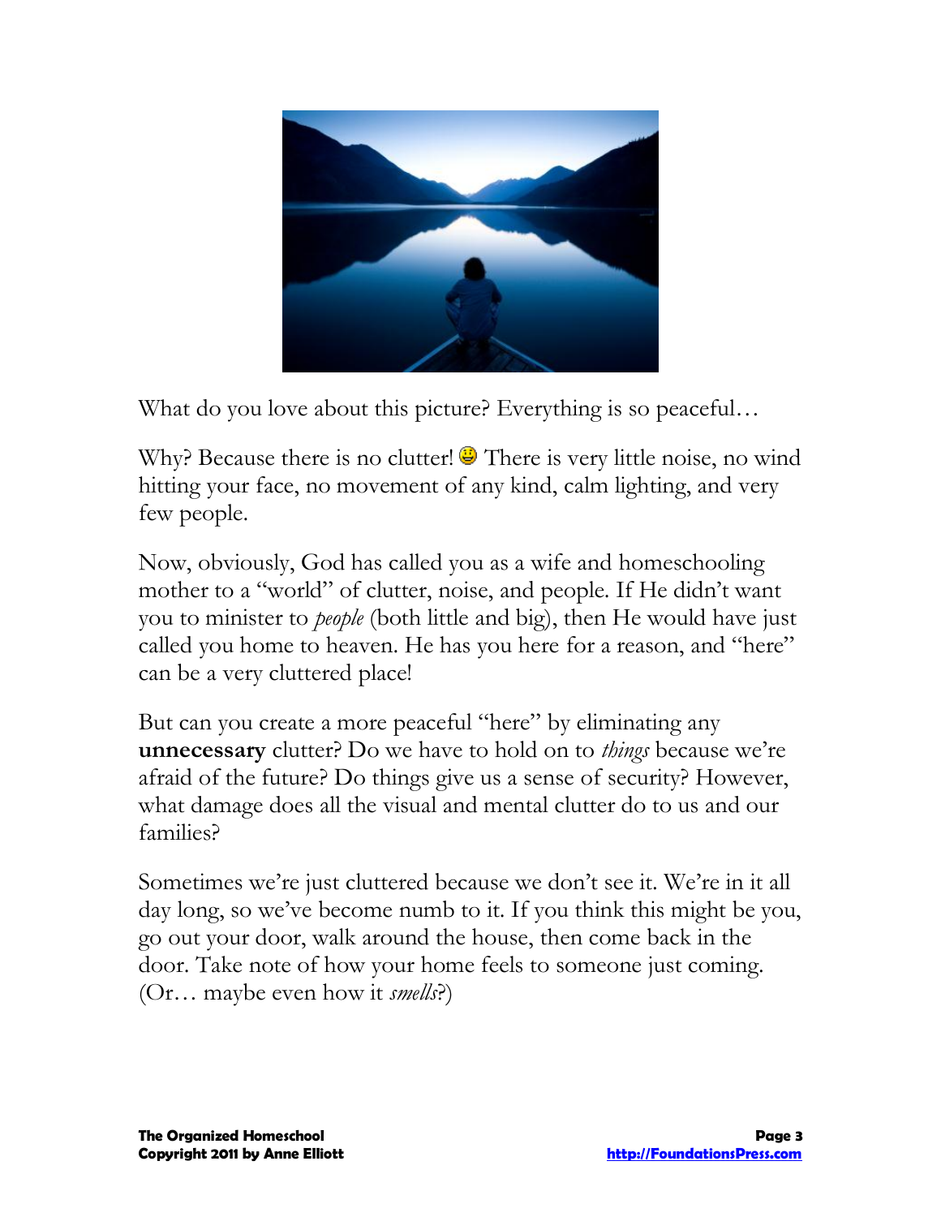What do you love about this picture? Everything is so peaceful…

Why? Because there is no clutter! 😃 There is very little noise, no wind hitting your face, no movement of any kind, calm lighting, and very few people.

Now, obviously, God has called you as a wife and homeschooling mother to a "world" of clutter, noise, and people. If He didn't want you to minister to *people* (both little and big), then He would have just called you home to heaven. He has you here for a reason, and "here" can be a very cluttered place!

But can you create a more peaceful "here" by eliminating any **unnecessary** clutter? Do we have to hold on to *things* because we're afraid of the future? Do things give us a sense of security? However, what damage does all the visual and mental clutter do to us and our families?

Sometimes we're just cluttered because we don't see it. We're in it all day long, so we've become numb to it. If you think this might be you, go out your door, walk around the house, then come back in the door. Take note of how your home feels to someone just coming. (Or… maybe even how it *smells*?)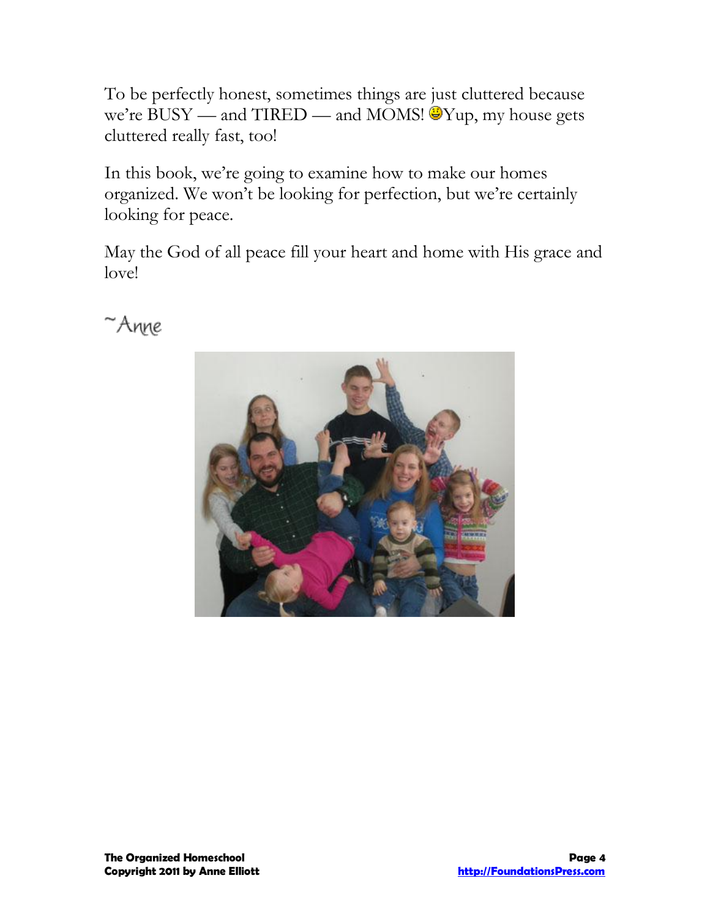To be perfectly honest, sometimes things are just cluttered because we're BUSY — and TIRED — and MOMS! 😃Yup, my house gets cluttered really fast, too!

In this book, we're going to examine how to make our homes organized. We won't be looking for perfection, but we're certainly looking for peace.

May the God of all peace fill your heart and home with His grace and love!

~Anne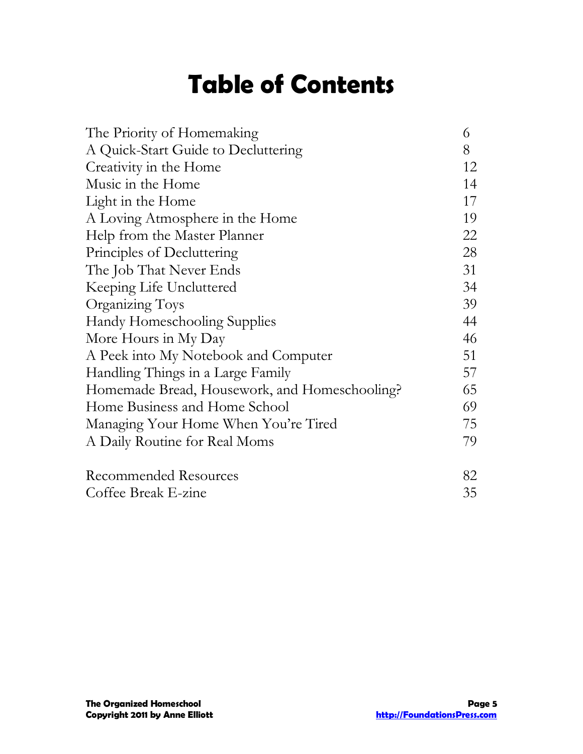# Table of Contents

| | |
|---|---|
| The Priority of Homemaking | 6 |
| A Quick-Start Guide to Decluttering | 8 |
| Creativity in the Home | 12 |
| Music in the Home | 14 |
| Light in the Home | 17 |
| A Loving Atmosphere in the Home | 19 |
| Help from the Master Planner | 22 |
| Principles of Decluttering | 28 |
| The Job That Never Ends | 31 |
| Keeping Life Uncluttered | 34 |
| Organizing Toys | 39 |
| Handy Homeschooling Supplies | 44 |
| More Hours in My Day | 46 |
| A Peek into My Notebook and Computer | 51 |
| Handling Things in a Large Family | 57 |
| Homemade Bread, Housework, and Homeschooling? | 65 |
| Home Business and Home School | 69 |
| Managing Your Home When You're Tired | 75 |
| A Daily Routine for Real Moms | 79 |
| | |
| Recommended Resources | 82 |
| Coffee Break E-zine | 35 |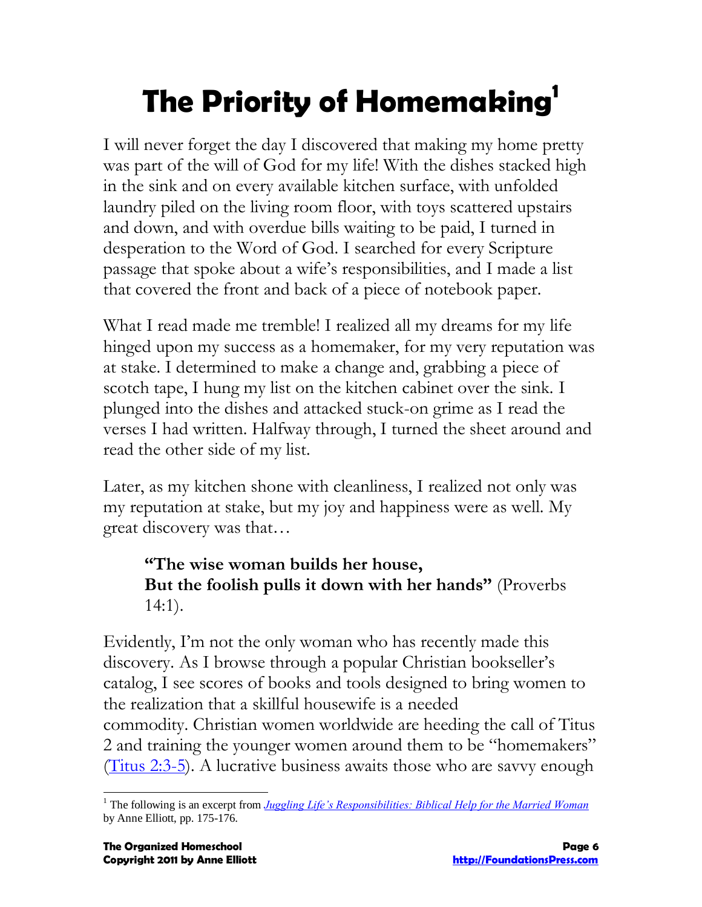# The Priority of Homemaking[1]

I will never forget the day I discovered that making my home pretty was part of the will of God for my life! With the dishes stacked high in the sink and on every available kitchen surface, with unfolded laundry piled on the living room floor, with toys scattered upstairs and down, and with overdue bills waiting to be paid, I turned in desperation to the Word of God. I searched for every Scripture passage that spoke about a wife's responsibilities, and I made a list that covered the front and back of a piece of notebook paper.

What I read made me tremble! I realized all my dreams for my life hinged upon my success as a homemaker, for my very reputation was at stake. I determined to make a change and, grabbing a piece of scotch tape, I hung my list on the kitchen cabinet over the sink. I plunged into the dishes and attacked stuck-on grime as I read the verses I had written. Halfway through, I turned the sheet around and read the other side of my list.

Later, as my kitchen shone with cleanliness, I realized not only was my reputation at stake, but my joy and happiness were as well. My great discovery was that…

> **"The wise woman builds her house,**
> **But the foolish pulls it down with her hands"** (Proverbs 14:1).

Evidently, I'm not the only woman who has recently made this discovery. As I browse through a popular Christian bookseller's catalog, I see scores of books and tools designed to bring women to the realization that a skillful housewife is a needed commodity. Christian women worldwide are heeding the call of Titus 2 and training the younger women around them to be "homemakers" (Titus 2:3-5). A lucrative business awaits those who are savvy enough

[1] The following is an excerpt from *Juggling Life's Responsibilities: Biblical Help for the Married Woman* by Anne Elliott, pp. 175-176.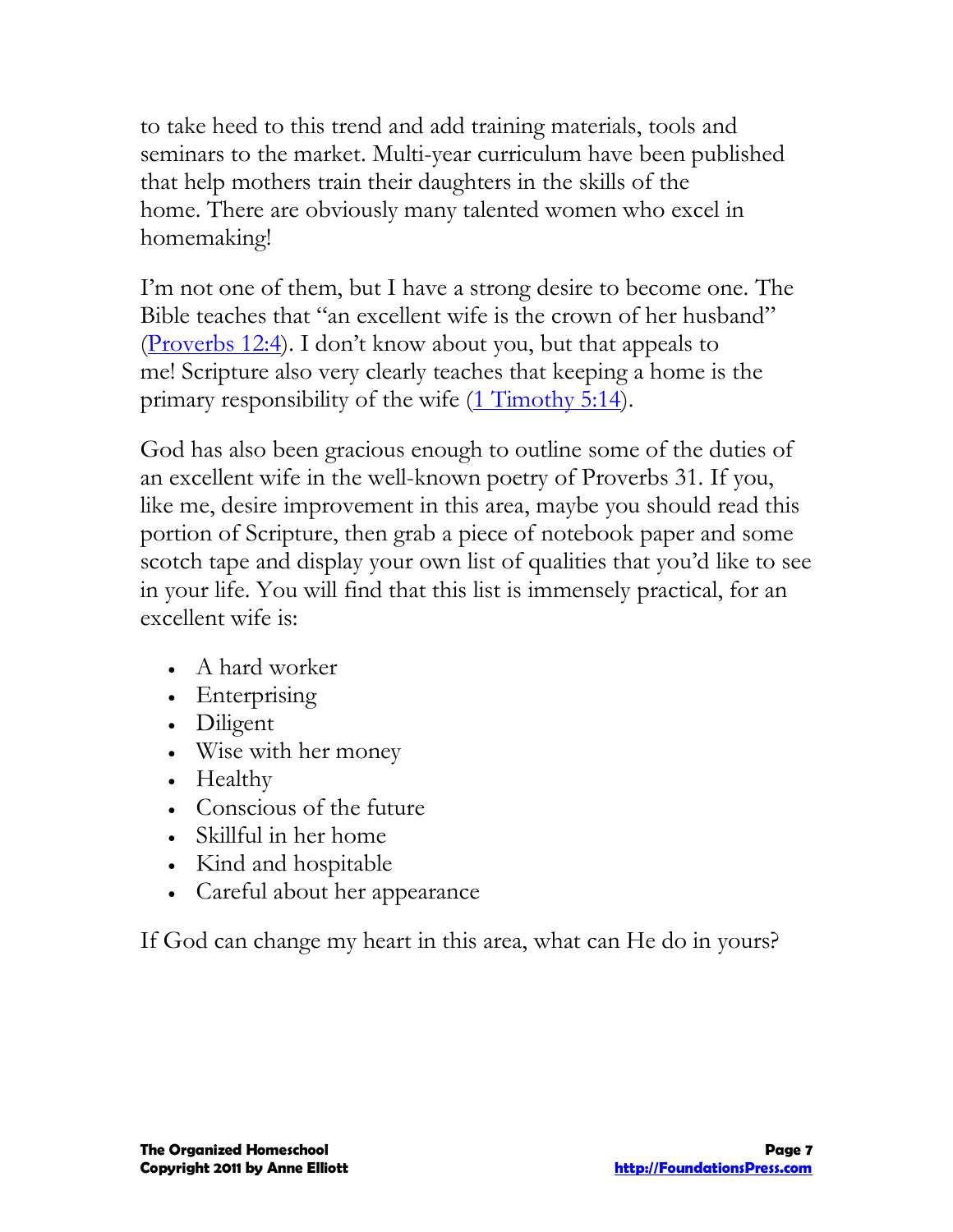to take heed to this trend and add training materials, tools and seminars to the market. Multi-year curriculum have been published that help mothers train their daughters in the skills of the home. There are obviously many talented women who excel in homemaking!

I'm not one of them, but I have a strong desire to become one. The Bible teaches that "an excellent wife is the crown of her husband" (Proverbs 12:4). I don't know about you, but that appeals to me! Scripture also very clearly teaches that keeping a home is the primary responsibility of the wife (1 Timothy 5:14).

God has also been gracious enough to outline some of the duties of an excellent wife in the well-known poetry of Proverbs 31. If you, like me, desire improvement in this area, maybe you should read this portion of Scripture, then grab a piece of notebook paper and some scotch tape and display your own list of qualities that you'd like to see in your life. You will find that this list is immensely practical, for an excellent wife is:

- A hard worker
- Enterprising
- Diligent
- Wise with her money
- Healthy
- Conscious of the future
- Skillful in her home
- Kind and hospitable
- Careful about her appearance

If God can change my heart in this area, what can He do in yours?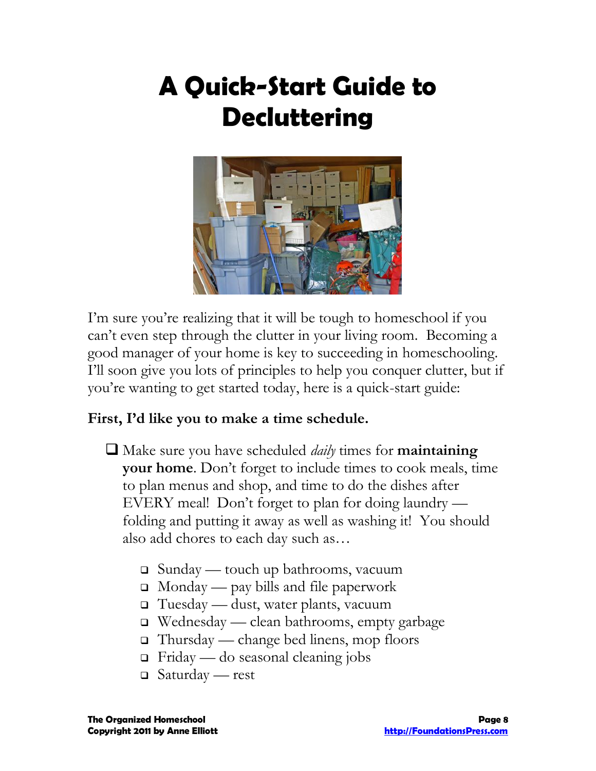# A Quick-Start Guide to Decluttering

I'm sure you're realizing that it will be tough to homeschool if you can't even step through the clutter in your living room. Becoming a good manager of your home is key to succeeding in homeschooling. I'll soon give you lots of principles to help you conquer clutter, but if you're wanting to get started today, here is a quick-start guide:

**First, I'd like you to make a time schedule.**

- ❑ Make sure you have scheduled *daily* times for **maintaining your home**. Don't forget to include times to cook meals, time to plan menus and shop, and time to do the dishes after EVERY meal! Don't forget to plan for doing laundry — folding and putting it away as well as washing it! You should also add chores to each day such as…
  - ❑ Sunday — touch up bathrooms, vacuum
  - ❑ Monday — pay bills and file paperwork
  - ❑ Tuesday — dust, water plants, vacuum
  - ❑ Wednesday — clean bathrooms, empty garbage
  - ❑ Thursday — change bed linens, mop floors
  - ❑ Friday — do seasonal cleaning jobs
  - ❑ Saturday — rest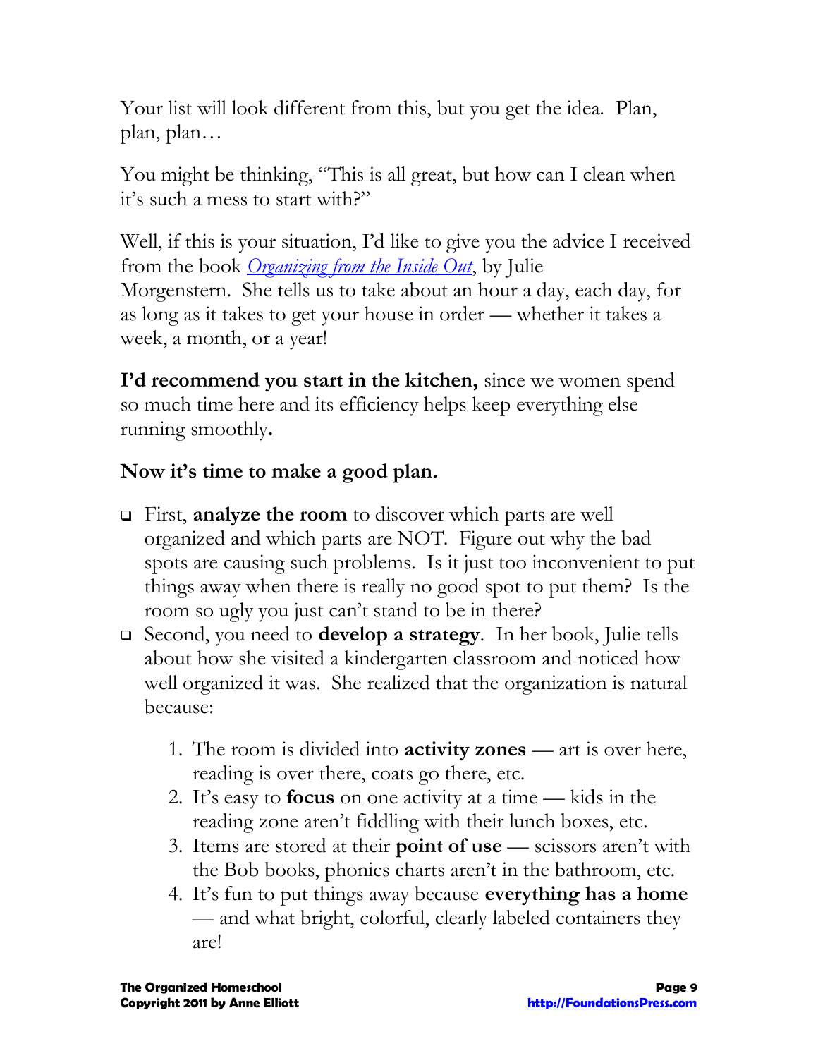Your list will look different from this, but you get the idea. Plan, plan, plan…

You might be thinking, "This is all great, but how can I clean when it's such a mess to start with?"

Well, if this is your situation, I'd like to give you the advice I received from the book [*Organizing from the Inside Out*](), by Julie Morgenstern. She tells us to take about an hour a day, each day, for as long as it takes to get your house in order — whether it takes a week, a month, or a year!

**I'd recommend you start in the kitchen,** since we women spend so much time here and its efficiency helps keep everything else running smoothly**.**

**Now it's time to make a good plan.**

- First, **analyze the room** to discover which parts are well organized and which parts are NOT. Figure out why the bad spots are causing such problems. Is it just too inconvenient to put things away when there is really no good spot to put them? Is the room so ugly you just can't stand to be in there?
- Second, you need to **develop a strategy**. In her book, Julie tells about how she visited a kindergarten classroom and noticed how well organized it was. She realized that the organization is natural because:

    1. The room is divided into **activity zones** — art is over here, reading is over there, coats go there, etc.
    2. It's easy to **focus** on one activity at a time — kids in the reading zone aren't fiddling with their lunch boxes, etc.
    3. Items are stored at their **point of use** — scissors aren't with the Bob books, phonics charts aren't in the bathroom, etc.
    4. It's fun to put things away because **everything has a home** — and what bright, colorful, clearly labeled containers they are!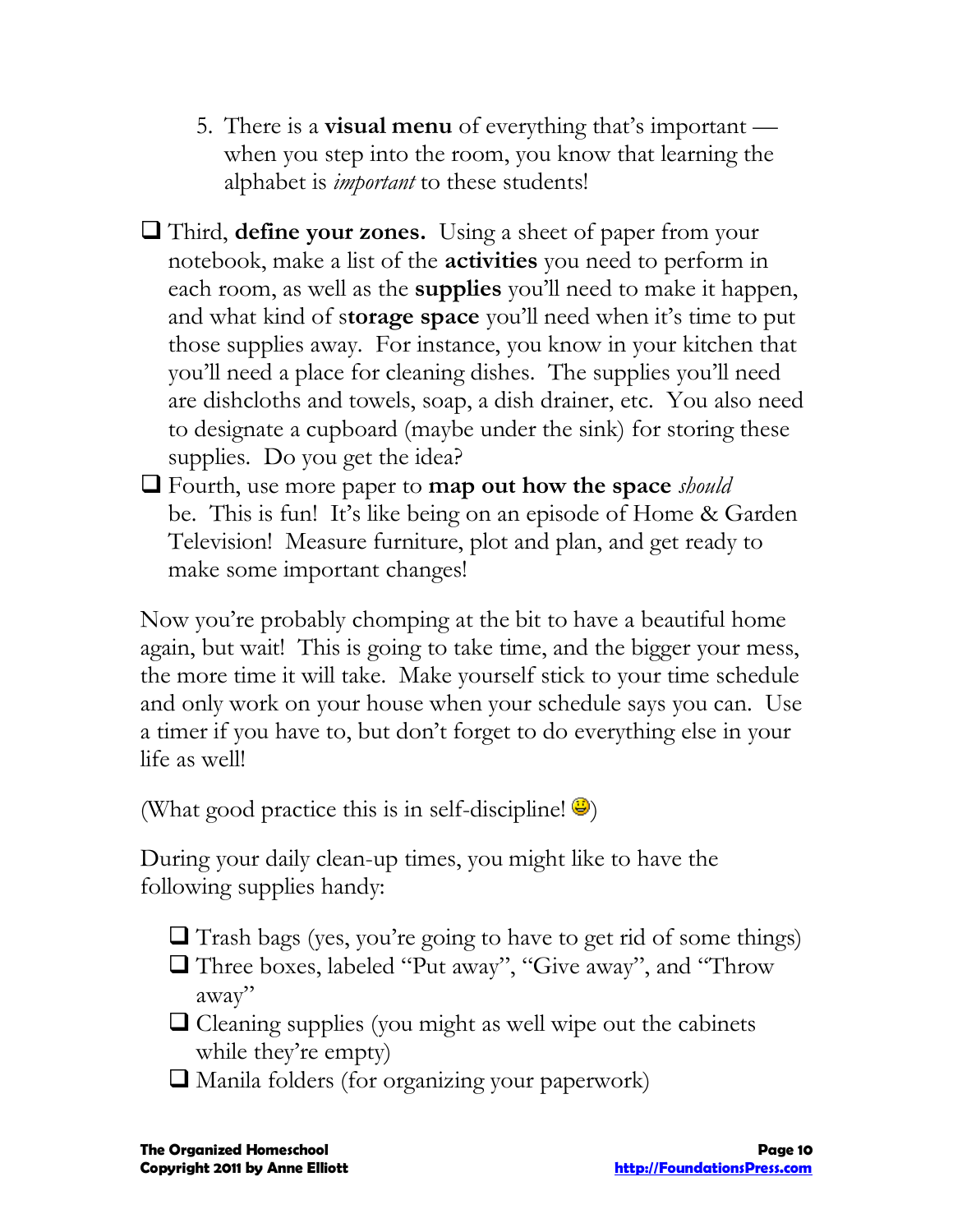5. There is a **visual menu** of everything that's important — when you step into the room, you know that learning the alphabet is *important* to these students!

- ❑ Third, **define your zones.** Using a sheet of paper from your notebook, make a list of the **activities** you need to perform in each room, as well as the **supplies** you'll need to make it happen, and what kind of s**torage space** you'll need when it's time to put those supplies away. For instance, you know in your kitchen that you'll need a place for cleaning dishes. The supplies you'll need are dishcloths and towels, soap, a dish drainer, etc. You also need to designate a cupboard (maybe under the sink) for storing these supplies. Do you get the idea?
- ❑ Fourth, use more paper to **map out how the space** *should* be. This is fun! It's like being on an episode of Home & Garden Television! Measure furniture, plot and plan, and get ready to make some important changes!

Now you're probably chomping at the bit to have a beautiful home again, but wait! This is going to take time, and the bigger your mess, the more time it will take. Make yourself stick to your time schedule and only work on your house when your schedule says you can. Use a timer if you have to, but don't forget to do everything else in your life as well!

(What good practice this is in self-discipline! 😃)

During your daily clean-up times, you might like to have the following supplies handy:

- ❑ Trash bags (yes, you're going to have to get rid of some things)
- ❑ Three boxes, labeled "Put away", "Give away", and "Throw away"
- ❑ Cleaning supplies (you might as well wipe out the cabinets while they're empty)
- ❑ Manila folders (for organizing your paperwork)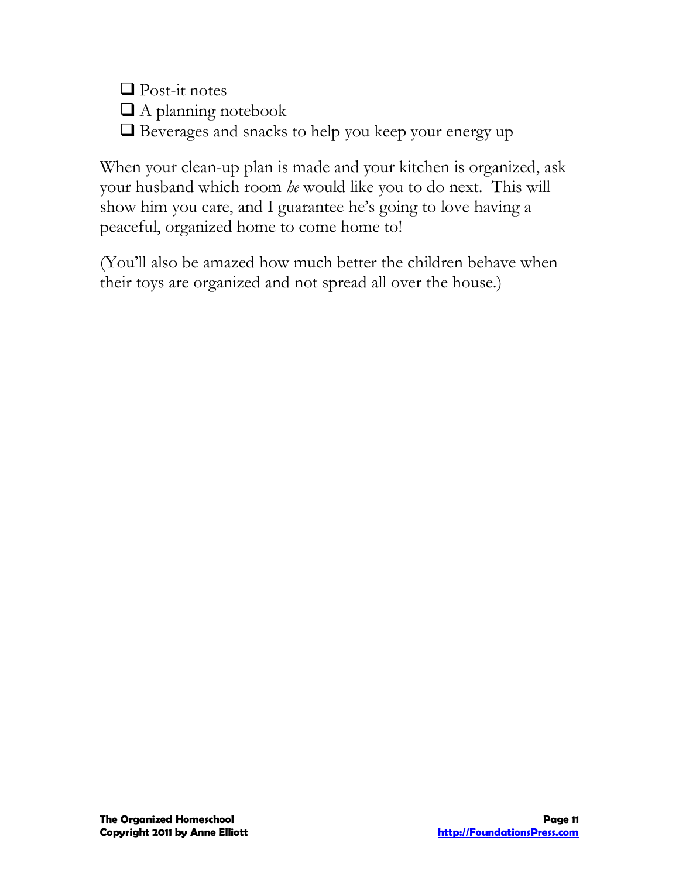- [ ] Post-it notes
- [ ] A planning notebook
- [ ] Beverages and snacks to help you keep your energy up

When your clean-up plan is made and your kitchen is organized, ask your husband which room *he* would like you to do next. This will show him you care, and I guarantee he's going to love having a peaceful, organized home to come home to!

(You'll also be amazed how much better the children behave when their toys are organized and not spread all over the house.)